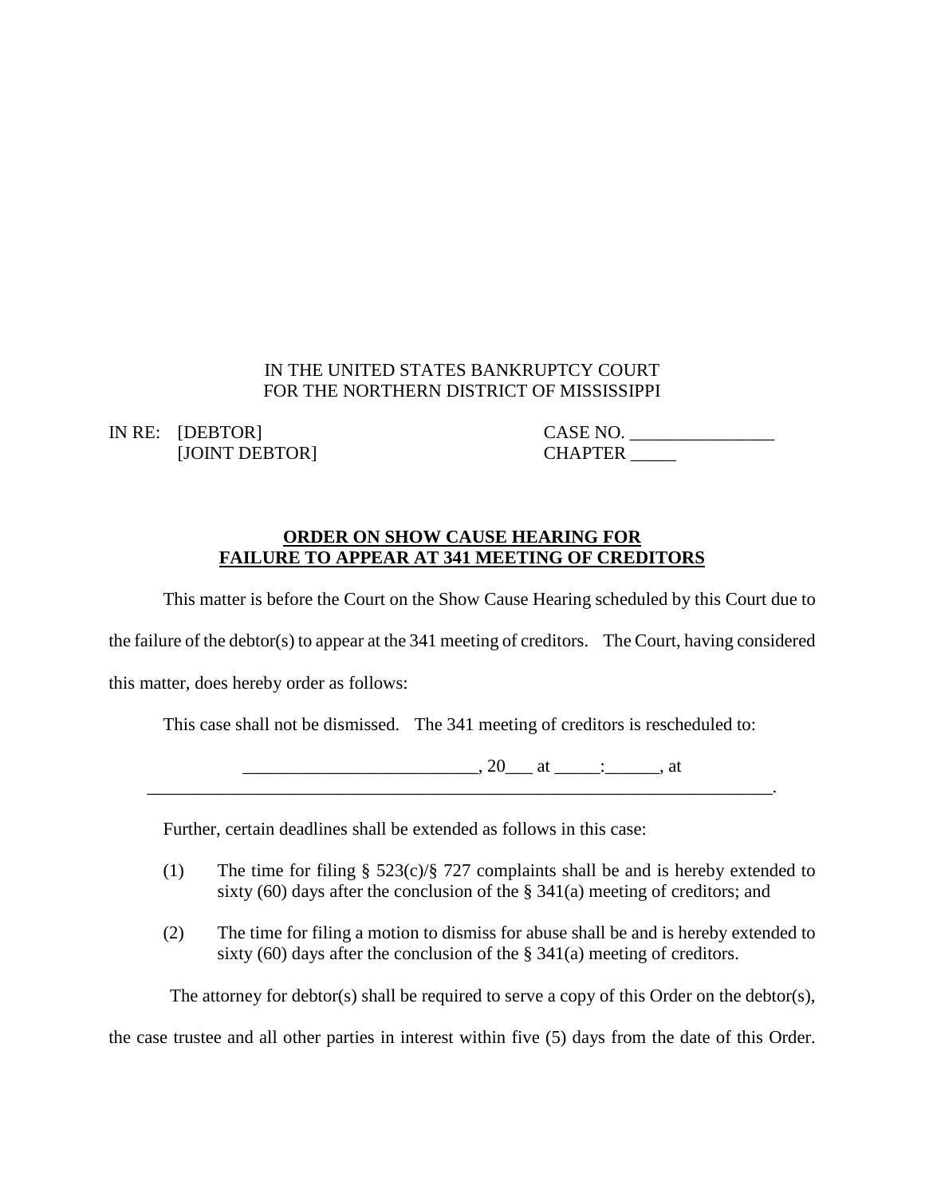IN THE UNITED STATES BANKRUPTCY COURT
FOR THE NORTHERN DISTRICT OF MISSISSIPPI

IN RE: [DEBTOR]
[JOINT DEBTOR]

CASE NO. ________________
CHAPTER _____

**ORDER ON SHOW CAUSE HEARING FOR FAILURE TO APPEAR AT 341 MEETING OF CREDITORS**

This matter is before the Court on the Show Cause Hearing scheduled by this Court due to the failure of the debtor(s) to appear at the 341 meeting of creditors. The Court, having considered this matter, does hereby order as follows:

This case shall not be dismissed. The 341 meeting of creditors is rescheduled to:

__________________________, 20___ at _____:______, at
________________________________________________________________________.

Further, certain deadlines shall be extended as follows in this case:

(1) The time for filing § 523(c)/§ 727 complaints shall be and is hereby extended to sixty (60) days after the conclusion of the § 341(a) meeting of creditors; and

(2) The time for filing a motion to dismiss for abuse shall be and is hereby extended to sixty (60) days after the conclusion of the § 341(a) meeting of creditors.

The attorney for debtor(s) shall be required to serve a copy of this Order on the debtor(s), the case trustee and all other parties in interest within five (5) days from the date of this Order.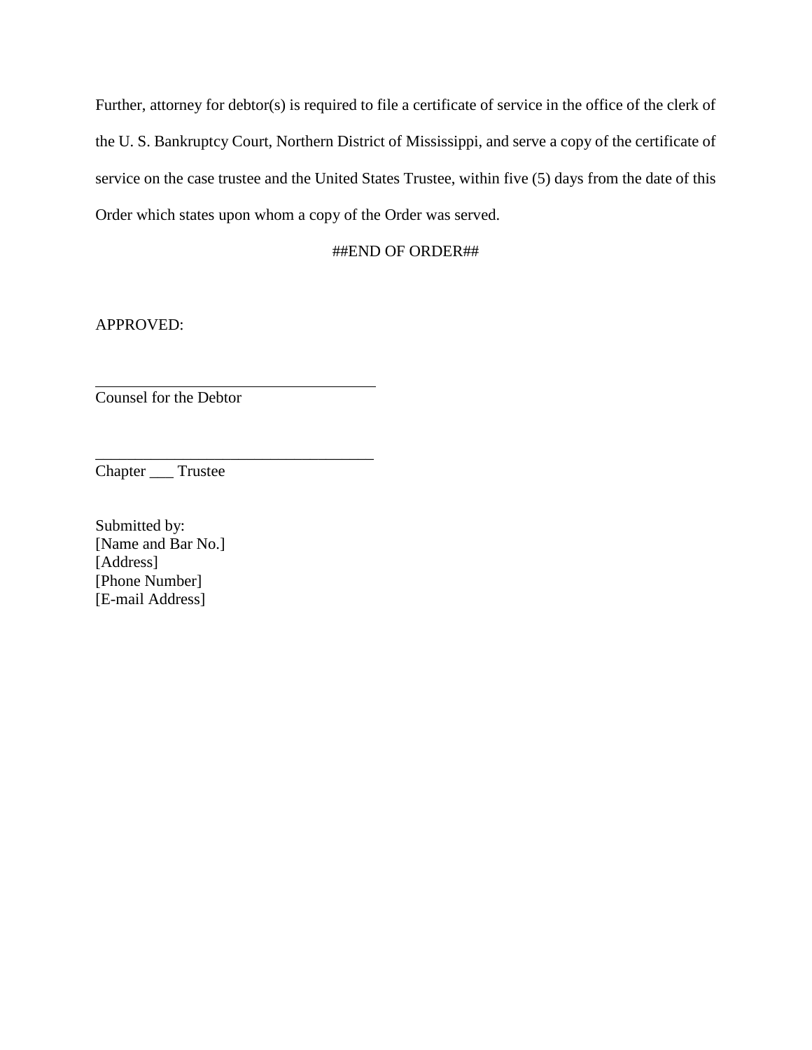Further, attorney for debtor(s) is required to file a certificate of service in the office of the clerk of the U. S. Bankruptcy Court, Northern District of Mississippi, and serve a copy of the certificate of service on the case trustee and the United States Trustee, within five (5) days from the date of this Order which states upon whom a copy of the Order was served.

##END OF ORDER##

APPROVED:

\_\_\_\_\_\_\_\_\_\_\_\_\_\_\_\_\_\_\_\_\_\_\_\_\_\_\_\_\_\_\_\_\_\_\_\_\_\_
Counsel for the Debtor

\_\_\_\_\_\_\_\_\_\_\_\_\_\_\_\_\_\_\_\_\_\_\_\_\_\_\_\_\_\_\_\_\_\_\_\_\_\_
Chapter ___ Trustee

Submitted by:
[Name and Bar No.]
[Address]
[Phone Number]
[E-mail Address]